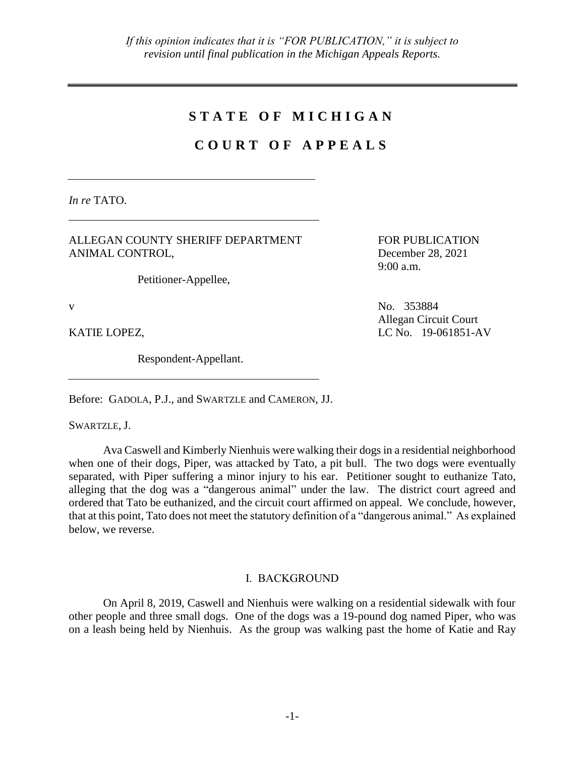*If this opinion indicates that it is "FOR PUBLICATION," it is subject to revision until final publication in the Michigan Appeals Reports.*

---

# STATE OF MICHIGAN

# COURT OF APPEALS

---

*In re* TATO.

---

ALLEGAN COUNTY SHERIFF DEPARTMENT ANIMAL CONTROL,

Petitioner-Appellee,

FOR PUBLICATION
December 28, 2021
9:00 a.m.

v

No. 353884
Allegan Circuit Court
LC No. 19-061851-AV

KATIE LOPEZ,

Respondent-Appellant.

---

Before: GADOLA, P.J., and SWARTZLE and CAMERON, JJ.

SWARTZLE, J.

Ava Caswell and Kimberly Nienhuis were walking their dogs in a residential neighborhood when one of their dogs, Piper, was attacked by Tato, a pit bull. The two dogs were eventually separated, with Piper suffering a minor injury to his ear. Petitioner sought to euthanize Tato, alleging that the dog was a "dangerous animal" under the law. The district court agreed and ordered that Tato be euthanized, and the circuit court affirmed on appeal. We conclude, however, that at this point, Tato does not meet the statutory definition of a "dangerous animal." As explained below, we reverse.

## I. BACKGROUND

On April 8, 2019, Caswell and Nienhuis were walking on a residential sidewalk with four other people and three small dogs. One of the dogs was a 19-pound dog named Piper, who was on a leash being held by Nienhuis. As the group was walking past the home of Katie and Ray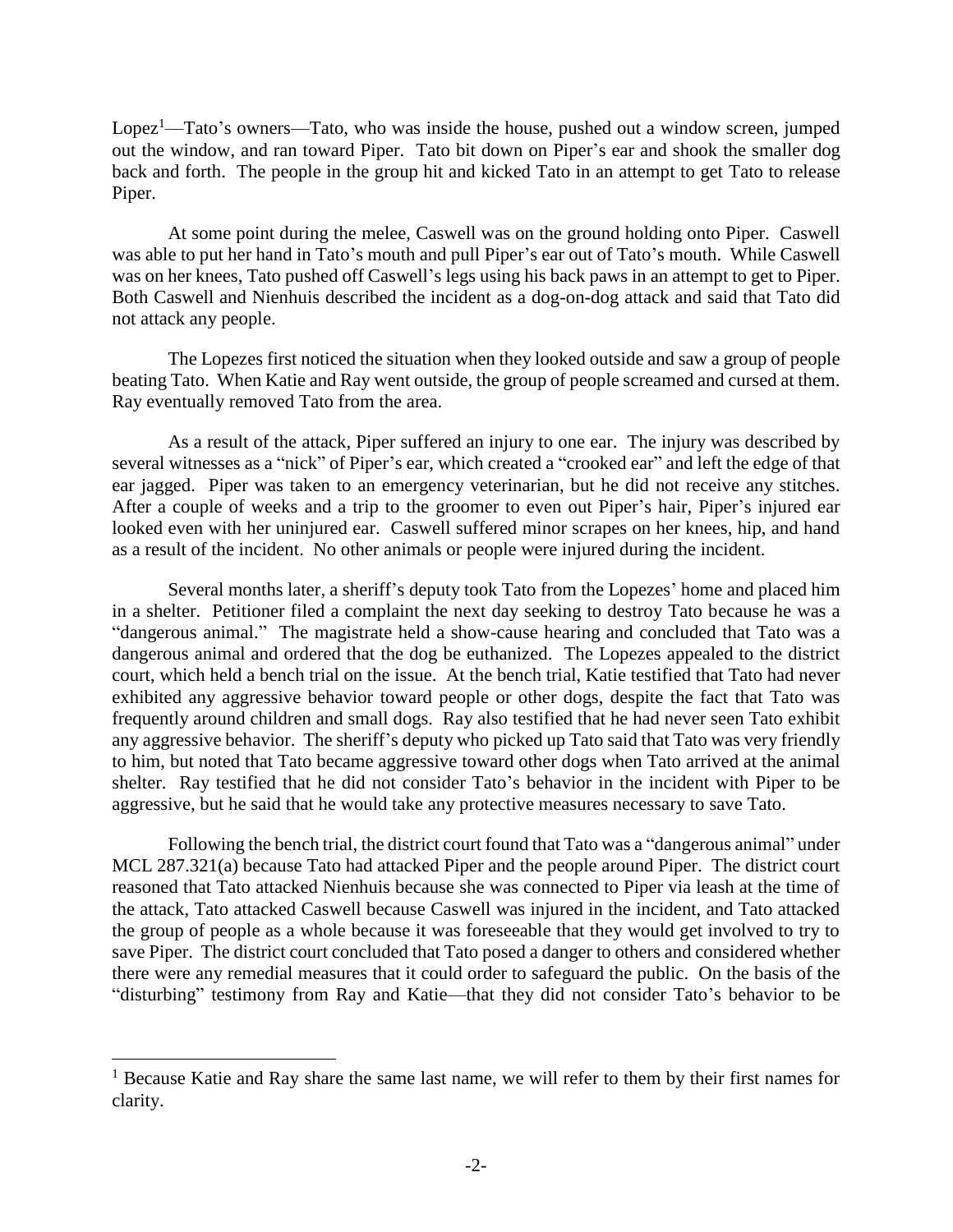Lopez[1]—Tato's owners—Tato, who was inside the house, pushed out a window screen, jumped out the window, and ran toward Piper. Tato bit down on Piper's ear and shook the smaller dog back and forth. The people in the group hit and kicked Tato in an attempt to get Tato to release Piper.

At some point during the melee, Caswell was on the ground holding onto Piper. Caswell was able to put her hand in Tato's mouth and pull Piper's ear out of Tato's mouth. While Caswell was on her knees, Tato pushed off Caswell's legs using his back paws in an attempt to get to Piper. Both Caswell and Nienhuis described the incident as a dog-on-dog attack and said that Tato did not attack any people.

The Lopezes first noticed the situation when they looked outside and saw a group of people beating Tato. When Katie and Ray went outside, the group of people screamed and cursed at them. Ray eventually removed Tato from the area.

As a result of the attack, Piper suffered an injury to one ear. The injury was described by several witnesses as a "nick" of Piper's ear, which created a "crooked ear" and left the edge of that ear jagged. Piper was taken to an emergency veterinarian, but he did not receive any stitches. After a couple of weeks and a trip to the groomer to even out Piper's hair, Piper's injured ear looked even with her uninjured ear. Caswell suffered minor scrapes on her knees, hip, and hand as a result of the incident. No other animals or people were injured during the incident.

Several months later, a sheriff's deputy took Tato from the Lopezes' home and placed him in a shelter. Petitioner filed a complaint the next day seeking to destroy Tato because he was a "dangerous animal." The magistrate held a show-cause hearing and concluded that Tato was a dangerous animal and ordered that the dog be euthanized. The Lopezes appealed to the district court, which held a bench trial on the issue. At the bench trial, Katie testified that Tato had never exhibited any aggressive behavior toward people or other dogs, despite the fact that Tato was frequently around children and small dogs. Ray also testified that he had never seen Tato exhibit any aggressive behavior. The sheriff's deputy who picked up Tato said that Tato was very friendly to him, but noted that Tato became aggressive toward other dogs when Tato arrived at the animal shelter. Ray testified that he did not consider Tato's behavior in the incident with Piper to be aggressive, but he said that he would take any protective measures necessary to save Tato.

Following the bench trial, the district court found that Tato was a "dangerous animal" under MCL 287.321(a) because Tato had attacked Piper and the people around Piper. The district court reasoned that Tato attacked Nienhuis because she was connected to Piper via leash at the time of the attack, Tato attacked Caswell because Caswell was injured in the incident, and Tato attacked the group of people as a whole because it was foreseeable that they would get involved to try to save Piper. The district court concluded that Tato posed a danger to others and considered whether there were any remedial measures that it could order to safeguard the public. On the basis of the "disturbing" testimony from Ray and Katie—that they did not consider Tato's behavior to be

[1] Because Katie and Ray share the same last name, we will refer to them by their first names for clarity.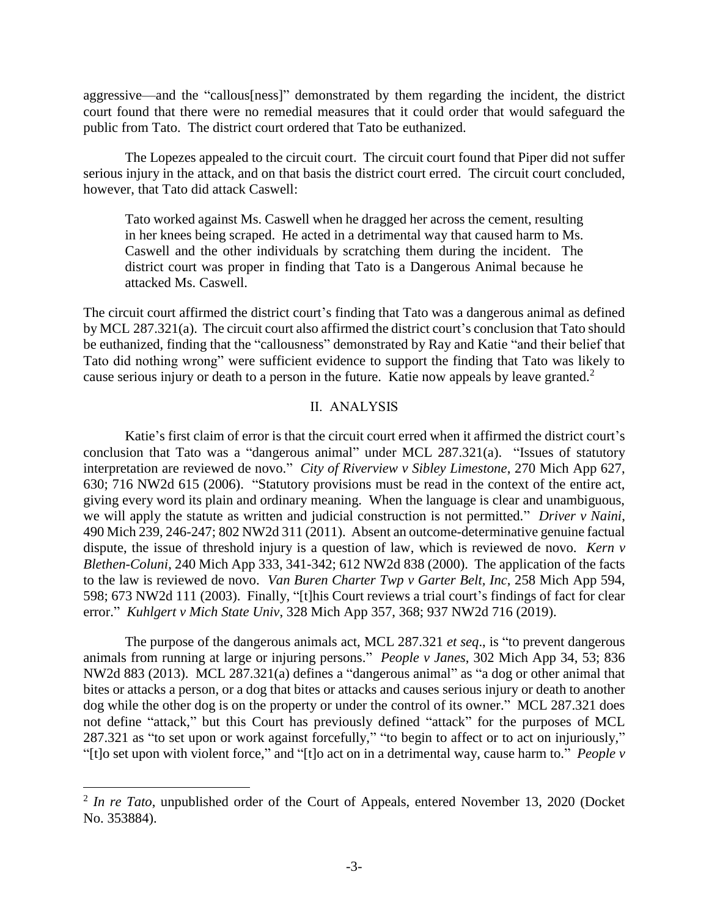aggressive—and the "callous[ness]" demonstrated by them regarding the incident, the district court found that there were no remedial measures that it could order that would safeguard the public from Tato. The district court ordered that Tato be euthanized.

The Lopezes appealed to the circuit court. The circuit court found that Piper did not suffer serious injury in the attack, and on that basis the district court erred. The circuit court concluded, however, that Tato did attack Caswell:

> Tato worked against Ms. Caswell when he dragged her across the cement, resulting in her knees being scraped. He acted in a detrimental way that caused harm to Ms. Caswell and the other individuals by scratching them during the incident. The district court was proper in finding that Tato is a Dangerous Animal because he attacked Ms. Caswell.

The circuit court affirmed the district court's finding that Tato was a dangerous animal as defined by MCL 287.321(a). The circuit court also affirmed the district court's conclusion that Tato should be euthanized, finding that the "callousness" demonstrated by Ray and Katie "and their belief that Tato did nothing wrong" were sufficient evidence to support the finding that Tato was likely to cause serious injury or death to a person in the future. Katie now appeals by leave granted.[2]

## II. ANALYSIS

Katie's first claim of error is that the circuit court erred when it affirmed the district court's conclusion that Tato was a "dangerous animal" under MCL 287.321(a). "Issues of statutory interpretation are reviewed de novo." *City of Riverview v Sibley Limestone*, 270 Mich App 627, 630; 716 NW2d 615 (2006). "Statutory provisions must be read in the context of the entire act, giving every word its plain and ordinary meaning. When the language is clear and unambiguous, we will apply the statute as written and judicial construction is not permitted." *Driver v Naini*, 490 Mich 239, 246-247; 802 NW2d 311 (2011). Absent an outcome-determinative genuine factual dispute, the issue of threshold injury is a question of law, which is reviewed de novo. *Kern v Blethen-Coluni*, 240 Mich App 333, 341-342; 612 NW2d 838 (2000). The application of the facts to the law is reviewed de novo. *Van Buren Charter Twp v Garter Belt, Inc*, 258 Mich App 594, 598; 673 NW2d 111 (2003). Finally, "[t]his Court reviews a trial court's findings of fact for clear error." *Kuhlgert v Mich State Univ*, 328 Mich App 357, 368; 937 NW2d 716 (2019).

The purpose of the dangerous animals act, MCL 287.321 *et seq*., is "to prevent dangerous animals from running at large or injuring persons." *People v Janes*, 302 Mich App 34, 53; 836 NW2d 883 (2013). MCL 287.321(a) defines a "dangerous animal" as "a dog or other animal that bites or attacks a person, or a dog that bites or attacks and causes serious injury or death to another dog while the other dog is on the property or under the control of its owner." MCL 287.321 does not define "attack," but this Court has previously defined "attack" for the purposes of MCL 287.321 as "to set upon or work against forcefully," "to begin to affect or to act on injuriously," "[t]o set upon with violent force," and "[t]o act on in a detrimental way, cause harm to." *People v*

---

[2] *In re Tato*, unpublished order of the Court of Appeals, entered November 13, 2020 (Docket No. 353884).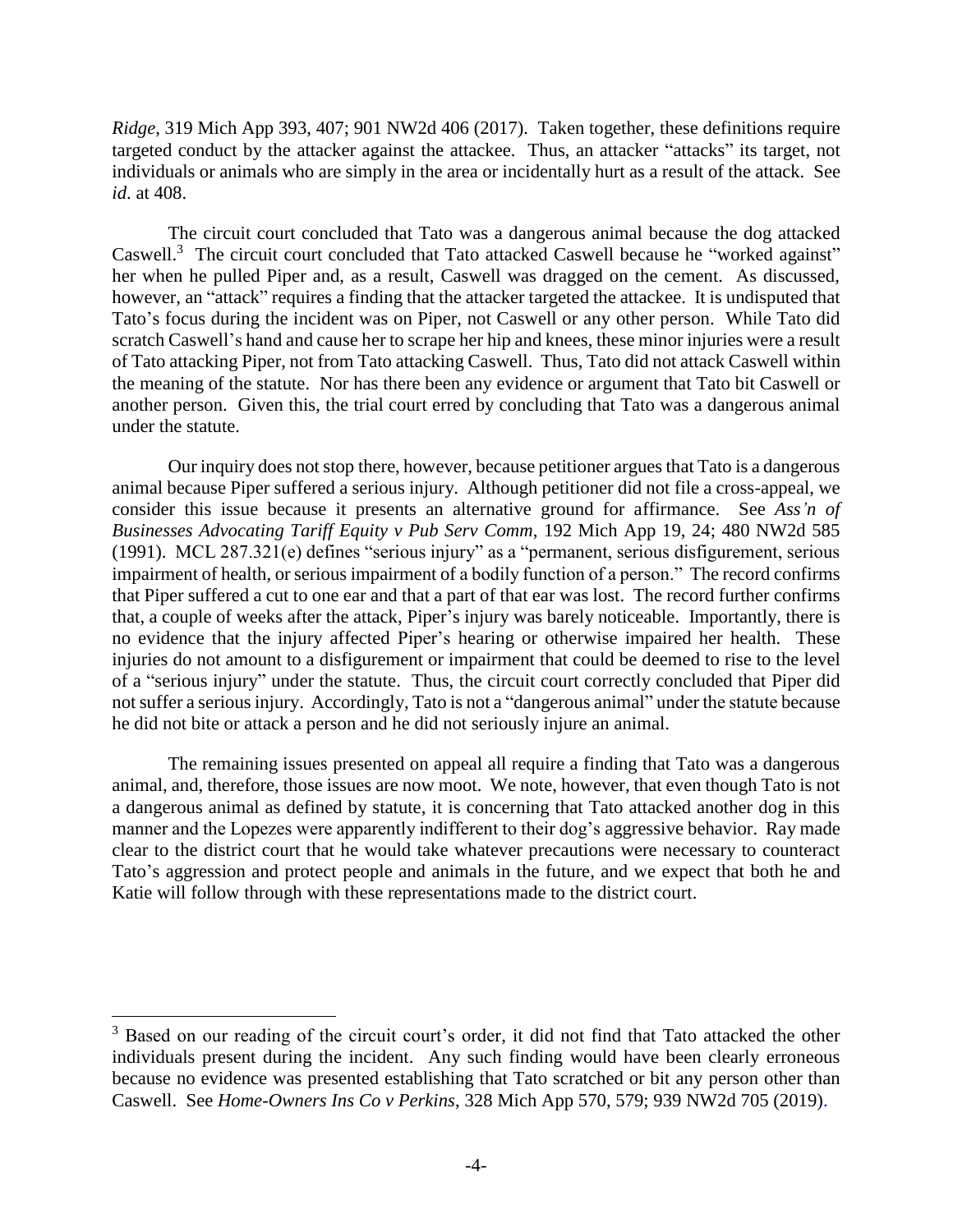*Ridge*, 319 Mich App 393, 407; 901 NW2d 406 (2017). Taken together, these definitions require targeted conduct by the attacker against the attackee. Thus, an attacker "attacks" its target, not individuals or animals who are simply in the area or incidentally hurt as a result of the attack. See *id*. at 408.

The circuit court concluded that Tato was a dangerous animal because the dog attacked Caswell.[3] The circuit court concluded that Tato attacked Caswell because he "worked against" her when he pulled Piper and, as a result, Caswell was dragged on the cement. As discussed, however, an "attack" requires a finding that the attacker targeted the attackee. It is undisputed that Tato's focus during the incident was on Piper, not Caswell or any other person. While Tato did scratch Caswell's hand and cause her to scrape her hip and knees, these minor injuries were a result of Tato attacking Piper, not from Tato attacking Caswell. Thus, Tato did not attack Caswell within the meaning of the statute. Nor has there been any evidence or argument that Tato bit Caswell or another person. Given this, the trial court erred by concluding that Tato was a dangerous animal under the statute.

Our inquiry does not stop there, however, because petitioner argues that Tato is a dangerous animal because Piper suffered a serious injury. Although petitioner did not file a cross-appeal, we consider this issue because it presents an alternative ground for affirmance. See *Ass'n of Businesses Advocating Tariff Equity v Pub Serv Comm*, 192 Mich App 19, 24; 480 NW2d 585 (1991). MCL 287.321(e) defines "serious injury" as a "permanent, serious disfigurement, serious impairment of health, or serious impairment of a bodily function of a person." The record confirms that Piper suffered a cut to one ear and that a part of that ear was lost. The record further confirms that, a couple of weeks after the attack, Piper's injury was barely noticeable. Importantly, there is no evidence that the injury affected Piper's hearing or otherwise impaired her health. These injuries do not amount to a disfigurement or impairment that could be deemed to rise to the level of a "serious injury" under the statute. Thus, the circuit court correctly concluded that Piper did not suffer a serious injury. Accordingly, Tato is not a "dangerous animal" under the statute because he did not bite or attack a person and he did not seriously injure an animal.

The remaining issues presented on appeal all require a finding that Tato was a dangerous animal, and, therefore, those issues are now moot. We note, however, that even though Tato is not a dangerous animal as defined by statute, it is concerning that Tato attacked another dog in this manner and the Lopezes were apparently indifferent to their dog's aggressive behavior. Ray made clear to the district court that he would take whatever precautions were necessary to counteract Tato's aggression and protect people and animals in the future, and we expect that both he and Katie will follow through with these representations made to the district court.

---

[3] Based on our reading of the circuit court's order, it did not find that Tato attacked the other individuals present during the incident. Any such finding would have been clearly erroneous because no evidence was presented establishing that Tato scratched or bit any person other than Caswell. See *Home-Owners Ins Co v Perkins*, 328 Mich App 570, 579; 939 NW2d 705 (2019).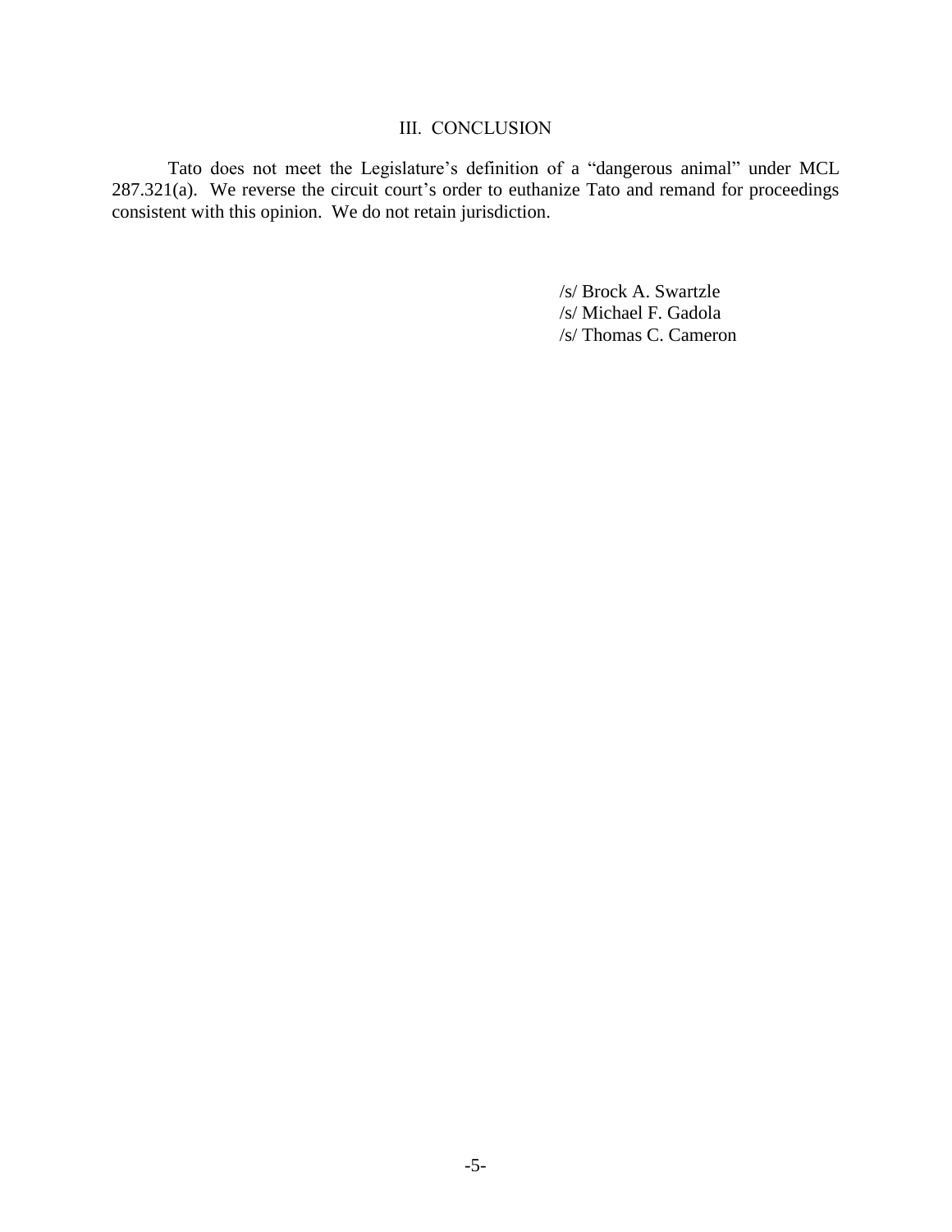## III. CONCLUSION

Tato does not meet the Legislature's definition of a "dangerous animal" under MCL 287.321(a). We reverse the circuit court's order to euthanize Tato and remand for proceedings consistent with this opinion. We do not retain jurisdiction.

/s/ Brock A. Swartzle
/s/ Michael F. Gadola
/s/ Thomas C. Cameron